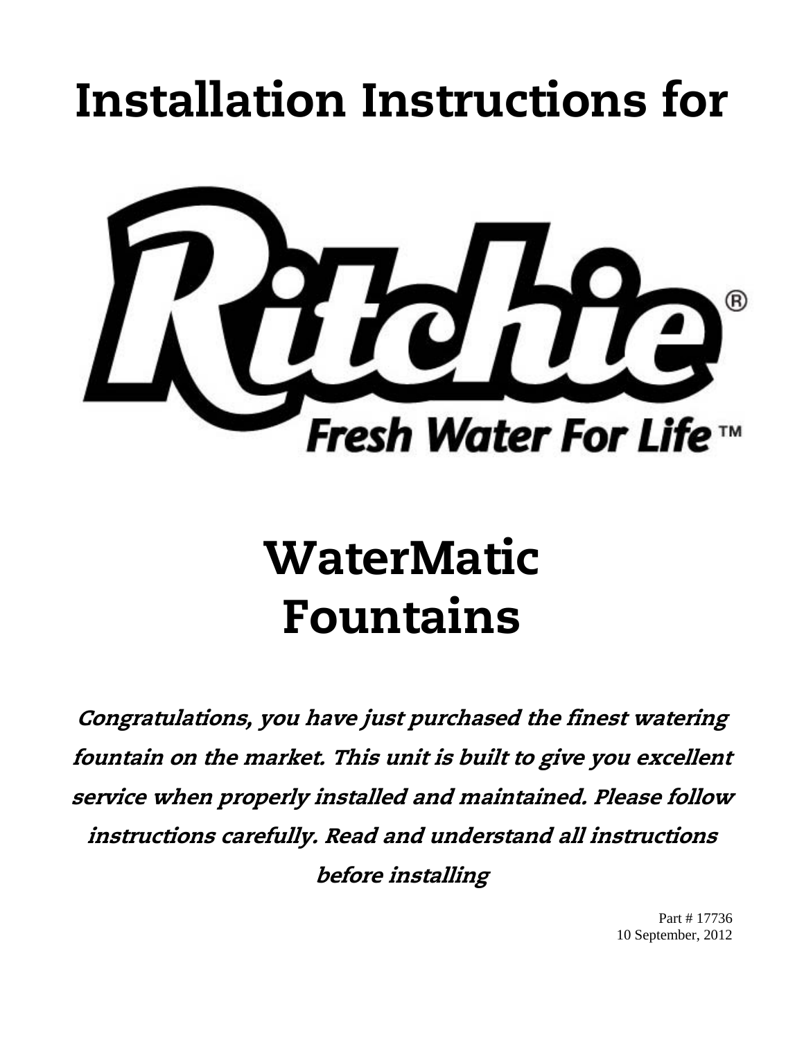# Installation Instructions for

Ritchie®

Fresh Water For Life™

# WaterMatic Fountains

***Congratulations, you have just purchased the finest watering fountain on the market. This unit is built to give you excellent service when properly installed and maintained. Please follow instructions carefully. Read and understand all instructions before installing***

Part # 17736
10 September, 2012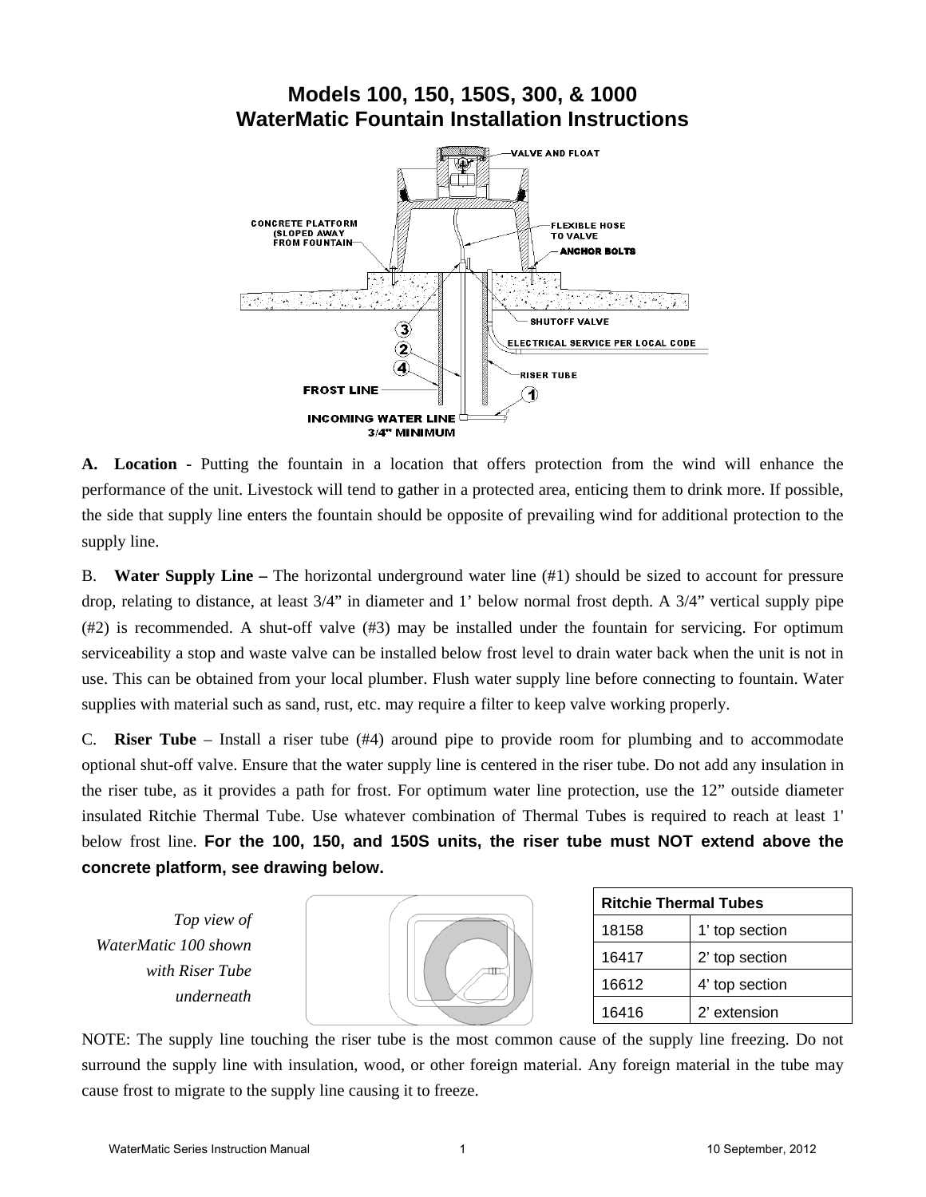# Models 100, 150, 150S, 300, & 1000
# WaterMatic Fountain Installation Instructions

**A. Location** - Putting the fountain in a location that offers protection from the wind will enhance the performance of the unit. Livestock will tend to gather in a protected area, enticing them to drink more. If possible, the side that supply line enters the fountain should be opposite of prevailing wind for additional protection to the supply line.

B. **Water Supply Line –** The horizontal underground water line (#1) should be sized to account for pressure drop, relating to distance, at least 3/4" in diameter and 1' below normal frost depth. A 3/4" vertical supply pipe (#2) is recommended. A shut-off valve (#3) may be installed under the fountain for servicing. For optimum serviceability a stop and waste valve can be installed below frost level to drain water back when the unit is not in use. This can be obtained from your local plumber. Flush water supply line before connecting to fountain. Water supplies with material such as sand, rust, etc. may require a filter to keep valve working properly.

C. **Riser Tube** – Install a riser tube (#4) around pipe to provide room for plumbing and to accommodate optional shut-off valve. Ensure that the water supply line is centered in the riser tube. Do not add any insulation in the riser tube, as it provides a path for frost. For optimum water line protection, use the 12" outside diameter insulated Ritchie Thermal Tube. Use whatever combination of Thermal Tubes is required to reach at least 1' below frost line. **For the 100, 150, and 150S units, the riser tube must NOT extend above the concrete platform, see drawing below.**

*Top view of WaterMatic 100 shown with Riser Tube underneath*

| Ritchie Thermal Tubes | |
|---|---|
| 18158 | 1' top section |
| 16417 | 2' top section |
| 16612 | 4' top section |
| 16416 | 2' extension |

NOTE: The supply line touching the riser tube is the most common cause of the supply line freezing. Do not surround the supply line with insulation, wood, or other foreign material. Any foreign material in the tube may cause frost to migrate to the supply line causing it to freeze.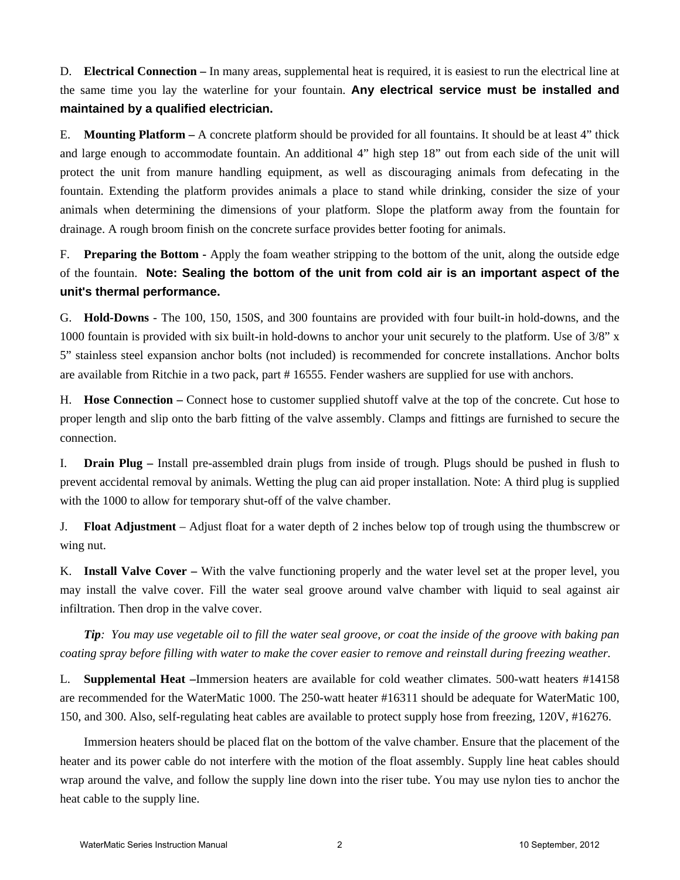D. **Electrical Connection –** In many areas, supplemental heat is required, it is easiest to run the electrical line at the same time you lay the waterline for your fountain. **Any electrical service must be installed and maintained by a qualified electrician.**

E. **Mounting Platform –** A concrete platform should be provided for all fountains. It should be at least 4" thick and large enough to accommodate fountain. An additional 4" high step 18" out from each side of the unit will protect the unit from manure handling equipment, as well as discouraging animals from defecating in the fountain. Extending the platform provides animals a place to stand while drinking, consider the size of your animals when determining the dimensions of your platform. Slope the platform away from the fountain for drainage. A rough broom finish on the concrete surface provides better footing for animals.

F. **Preparing the Bottom** - Apply the foam weather stripping to the bottom of the unit, along the outside edge of the fountain. **Note: Sealing the bottom of the unit from cold air is an important aspect of the unit's thermal performance.**

G. **Hold-Downs** - The 100, 150, 150S, and 300 fountains are provided with four built-in hold-downs, and the 1000 fountain is provided with six built-in hold-downs to anchor your unit securely to the platform. Use of 3/8" x 5" stainless steel expansion anchor bolts (not included) is recommended for concrete installations. Anchor bolts are available from Ritchie in a two pack, part # 16555. Fender washers are supplied for use with anchors.

H. **Hose Connection –** Connect hose to customer supplied shutoff valve at the top of the concrete. Cut hose to proper length and slip onto the barb fitting of the valve assembly. Clamps and fittings are furnished to secure the connection.

I. **Drain Plug –** Install pre-assembled drain plugs from inside of trough. Plugs should be pushed in flush to prevent accidental removal by animals. Wetting the plug can aid proper installation. Note: A third plug is supplied with the 1000 to allow for temporary shut-off of the valve chamber.

J. **Float Adjustment** – Adjust float for a water depth of 2 inches below top of trough using the thumbscrew or wing nut.

K. **Install Valve Cover –** With the valve functioning properly and the water level set at the proper level, you may install the valve cover. Fill the water seal groove around valve chamber with liquid to seal against air infiltration. Then drop in the valve cover.

***Tip**: You may use vegetable oil to fill the water seal groove, or coat the inside of the groove with baking pan coating spray before filling with water to make the cover easier to remove and reinstall during freezing weather.*

L. **Supplemental Heat –**Immersion heaters are available for cold weather climates. 500-watt heaters #14158 are recommended for the WaterMatic 1000. The 250-watt heater #16311 should be adequate for WaterMatic 100, 150, and 300. Also, self-regulating heat cables are available to protect supply hose from freezing, 120V, #16276.

Immersion heaters should be placed flat on the bottom of the valve chamber. Ensure that the placement of the heater and its power cable do not interfere with the motion of the float assembly. Supply line heat cables should wrap around the valve, and follow the supply line down into the riser tube. You may use nylon ties to anchor the heat cable to the supply line.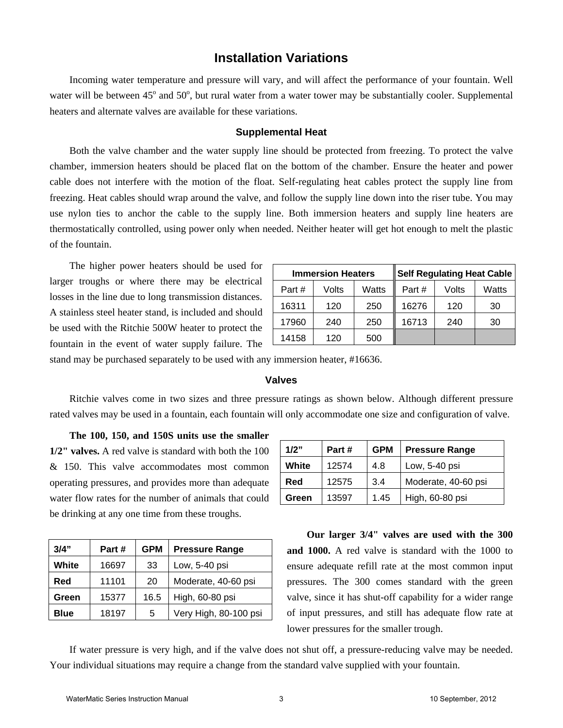# Installation Variations

Incoming water temperature and pressure will vary, and will affect the performance of your fountain. Well water will be between 45° and 50°, but rural water from a water tower may be substantially cooler. Supplemental heaters and alternate valves are available for these variations.

### Supplemental Heat

Both the valve chamber and the water supply line should be protected from freezing. To protect the valve chamber, immersion heaters should be placed flat on the bottom of the chamber. Ensure the heater and power cable does not interfere with the motion of the float. Self-regulating heat cables protect the supply line from freezing. Heat cables should wrap around the valve, and follow the supply line down into the riser tube. You may use nylon ties to anchor the cable to the supply line. Both immersion heaters and supply line heaters are thermostatically controlled, using power only when needed. Neither heater will get hot enough to melt the plastic of the fountain.

The higher power heaters should be used for larger troughs or where there may be electrical losses in the line due to long transmission distances. A stainless steel heater stand, is included and should be used with the Ritchie 500W heater to protect the fountain in the event of water supply failure. The stand may be purchased separately to be used with any immersion heater, #16636.

| Immersion Heaters | | | Self Regulating Heat Cable | | |
|---|---|---|---|---|---|
| Part # | Volts | Watts | Part # | Volts | Watts |
| 16311 | 120 | 250 | 16276 | 120 | 30 |
| 17960 | 240 | 250 | 16713 | 240 | 30 |
| 14158 | 120 | 500 | | | |

### Valves

Ritchie valves come in two sizes and three pressure ratings as shown below. Although different pressure rated valves may be used in a fountain, each fountain will only accommodate one size and configuration of valve.

**The 100, 150, and 150S units use the smaller 1/2" valves.** A red valve is standard with both the 100 & 150. This valve accommodates most common operating pressures, and provides more than adequate water flow rates for the number of animals that could be drinking at any one time from these troughs.

| 1/2” | Part # | GPM | Pressure Range |
|---|---|---|---|
| **White** | 12574 | 4.8 | Low, 5-40 psi |
| **Red** | 12575 | 3.4 | Moderate, 40-60 psi |
| **Green** | 13597 | 1.45 | High, 60-80 psi |

**Our larger 3/4" valves are used with the 300 and 1000.** A red valve is standard with the 1000 to ensure adequate refill rate at the most common input pressures. The 300 comes standard with the green valve, since it has shut-off capability for a wider range of input pressures, and still has adequate flow rate at lower pressures for the smaller trough.

| 3/4” | Part # | GPM | Pressure Range |
|---|---|---|---|
| **White** | 16697 | 33 | Low, 5-40 psi |
| **Red** | 11101 | 20 | Moderate, 40-60 psi |
| **Green** | 15377 | 16.5 | High, 60-80 psi |
| **Blue** | 18197 | 5 | Very High, 80-100 psi |

If water pressure is very high, and if the valve does not shut off, a pressure-reducing valve may be needed. Your individual situations may require a change from the standard valve supplied with your fountain.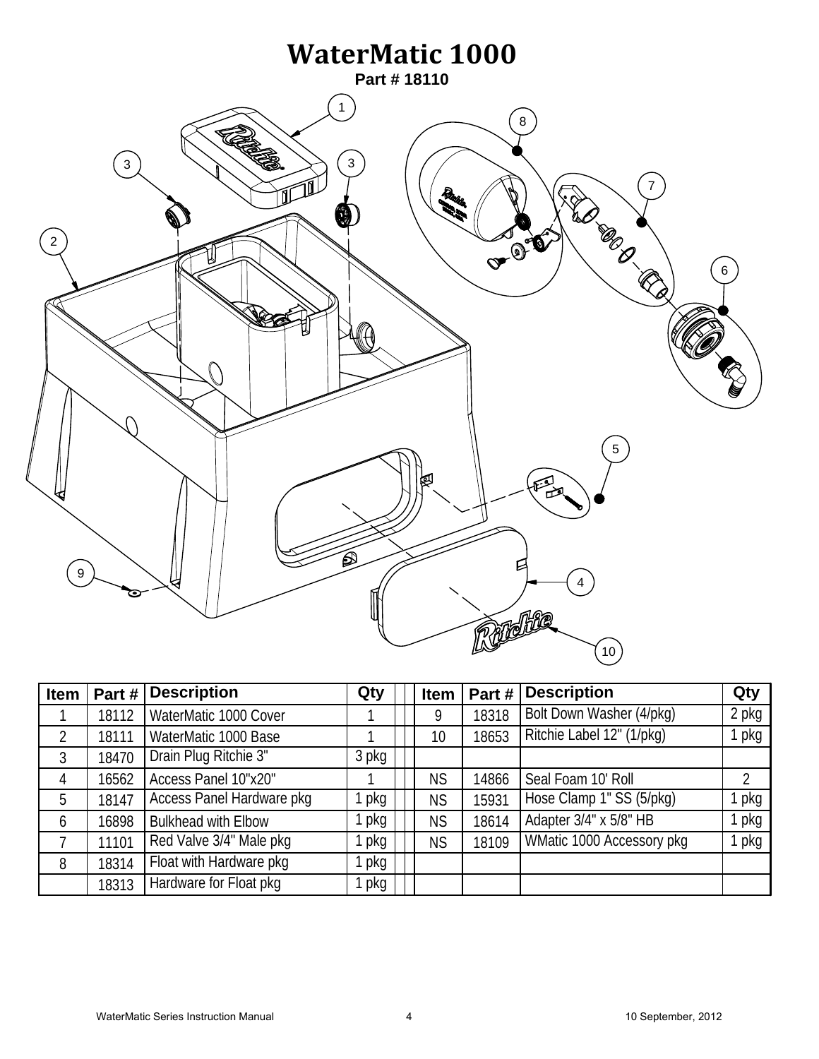# WaterMatic 1000

**Part # 18110**

| Item | Part # | Description | Qty | | Item | Part # | Description | Qty |
|---|---|---|---|---|---|---|---|---|
| 1 | 18112 | WaterMatic 1000 Cover | 1 | | 9 | 18318 | Bolt Down Washer (4/pkg) | 2 pkg |
| 2 | 18111 | WaterMatic 1000 Base | 1 | | 10 | 18653 | Ritchie Label 12" (1/pkg) | 1 pkg |
| 3 | 18470 | Drain Plug Ritchie 3" | 3 pkg | | | | | |
| 4 | 16562 | Access Panel 10"x20" | 1 | | NS | 14866 | Seal Foam 10' Roll | 2 |
| 5 | 18147 | Access Panel Hardware pkg | 1 pkg | | NS | 15931 | Hose Clamp 1" SS (5/pkg) | 1 pkg |
| 6 | 16898 | Bulkhead with Elbow | 1 pkg | | NS | 18614 | Adapter 3/4" x 5/8" HB | 1 pkg |
| 7 | 11101 | Red Valve 3/4" Male pkg | 1 pkg | | NS | 18109 | WMatic 1000 Accessory pkg | 1 pkg |
| 8 | 18314 | Float with Hardware pkg | 1 pkg | | | | | |
| | 18313 | Hardware for Float pkg | 1 pkg | | | | | |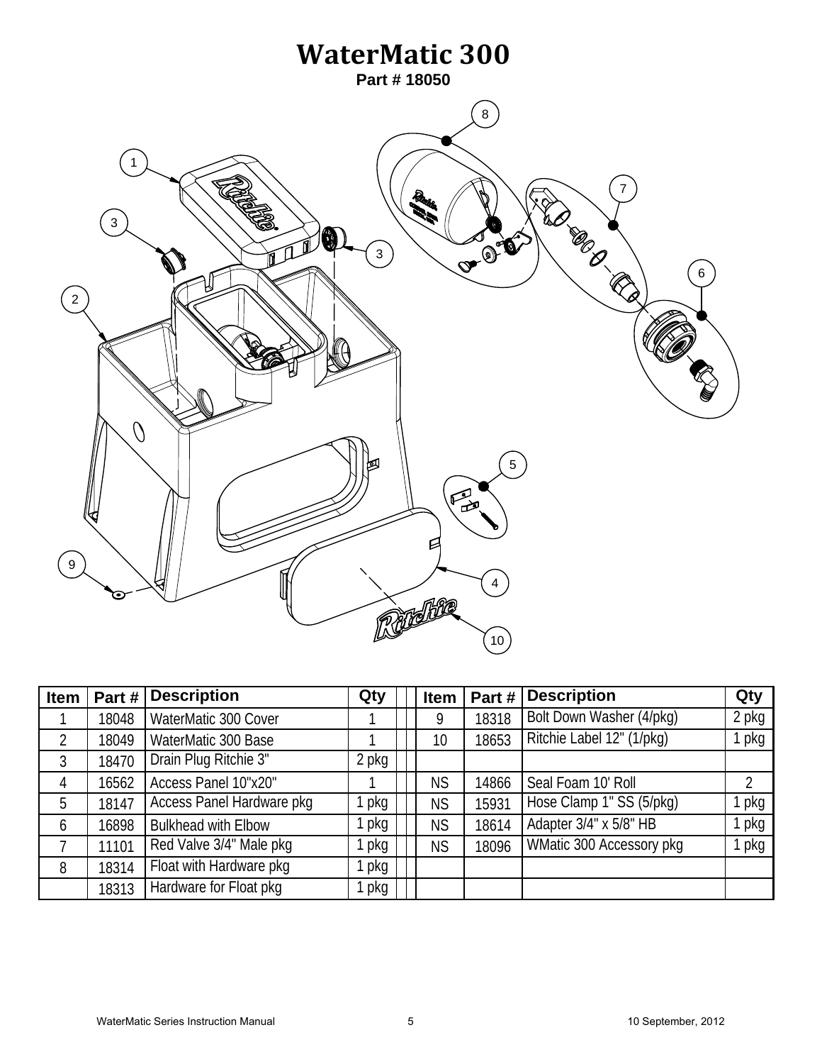# WaterMatic 300

**Part # 18050**

| Item | Part # | Description | Qty | | Item | Part # | Description | Qty |
|---|---|---|---|---|---|---|---|---|
| 1 | 18048 | WaterMatic 300 Cover | 1 | | 9 | 18318 | Bolt Down Washer (4/pkg) | 2 pkg |
| 2 | 18049 | WaterMatic 300 Base | 1 | | 10 | 18653 | Ritchie Label 12" (1/pkg) | 1 pkg |
| 3 | 18470 | Drain Plug Ritchie 3" | 2 pkg | | | | | |
| 4 | 16562 | Access Panel 10"x20" | 1 | | NS | 14866 | Seal Foam 10' Roll | 2 |
| 5 | 18147 | Access Panel Hardware pkg | 1 pkg | | NS | 15931 | Hose Clamp 1" SS (5/pkg) | 1 pkg |
| 6 | 16898 | Bulkhead with Elbow | 1 pkg | | NS | 18614 | Adapter 3/4" x 5/8" HB | 1 pkg |
| 7 | 11101 | Red Valve 3/4" Male pkg | 1 pkg | | NS | 18096 | WMatic 300 Accessory pkg | 1 pkg |
| 8 | 18314 | Float with Hardware pkg | 1 pkg | | | | | |
| | 18313 | Hardware for Float pkg | 1 pkg | | | | | |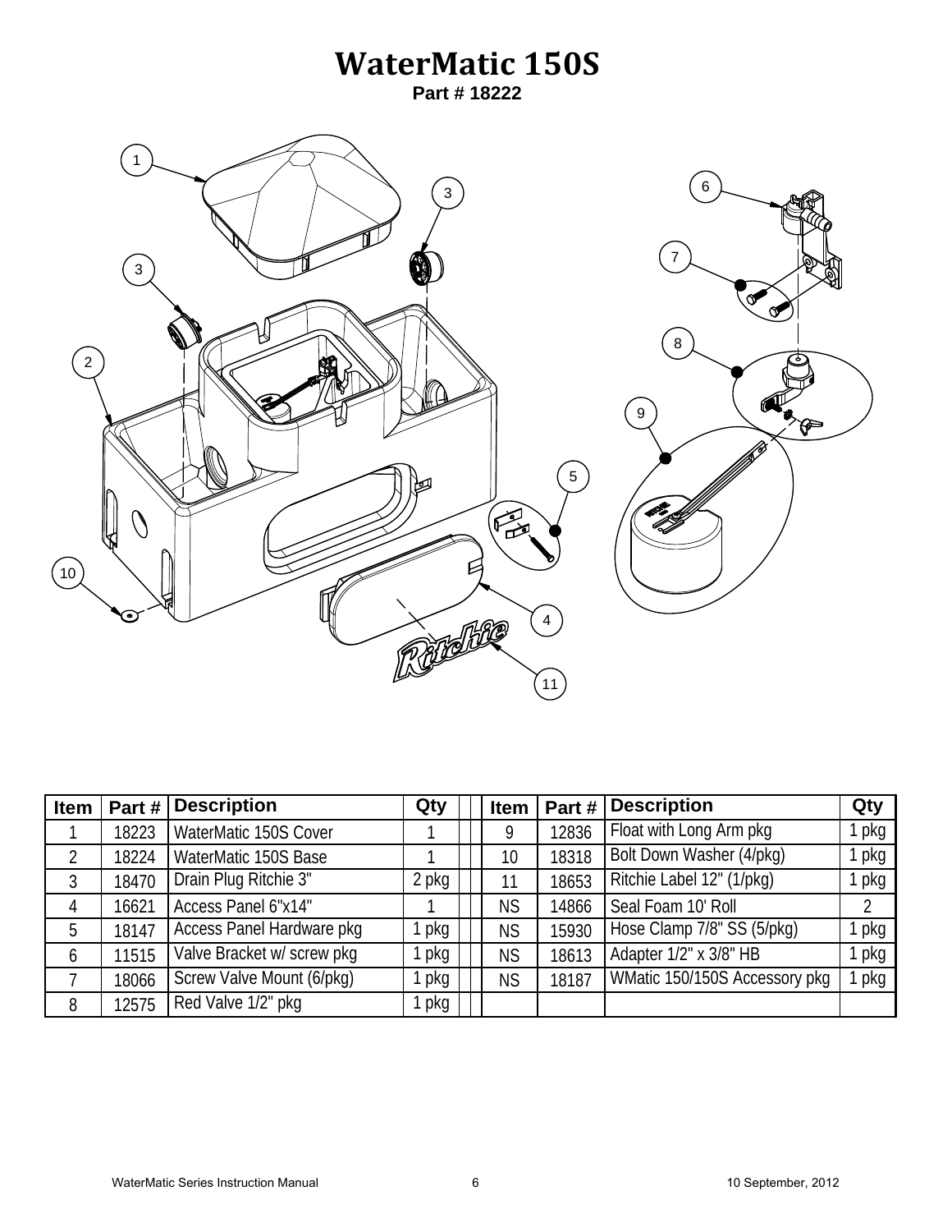# WaterMatic 150S

**Part # 18222**

| Item | Part # | Description | Qty | | Item | Part # | Description | Qty |
|---|---|---|---|---|---|---|---|---|
| 1 | 18223 | WaterMatic 150S Cover | 1 | | 9 | 12836 | Float with Long Arm pkg | 1 pkg |
| 2 | 18224 | WaterMatic 150S Base | 1 | | 10 | 18318 | Bolt Down Washer (4/pkg) | 1 pkg |
| 3 | 18470 | Drain Plug Ritchie 3" | 2 pkg | | 11 | 18653 | Ritchie Label 12" (1/pkg) | 1 pkg |
| 4 | 16621 | Access Panel 6"x14" | 1 | | NS | 14866 | Seal Foam 10' Roll | 2 |
| 5 | 18147 | Access Panel Hardware pkg | 1 pkg | | NS | 15930 | Hose Clamp 7/8" SS (5/pkg) | 1 pkg |
| 6 | 11515 | Valve Bracket w/ screw pkg | 1 pkg | | NS | 18613 | Adapter 1/2" x 3/8" HB | 1 pkg |
| 7 | 18066 | Screw Valve Mount (6/pkg) | 1 pkg | | NS | 18187 | WMatic 150/150S Accessory pkg | 1 pkg |
| 8 | 12575 | Red Valve 1/2" pkg | 1 pkg | | | | | |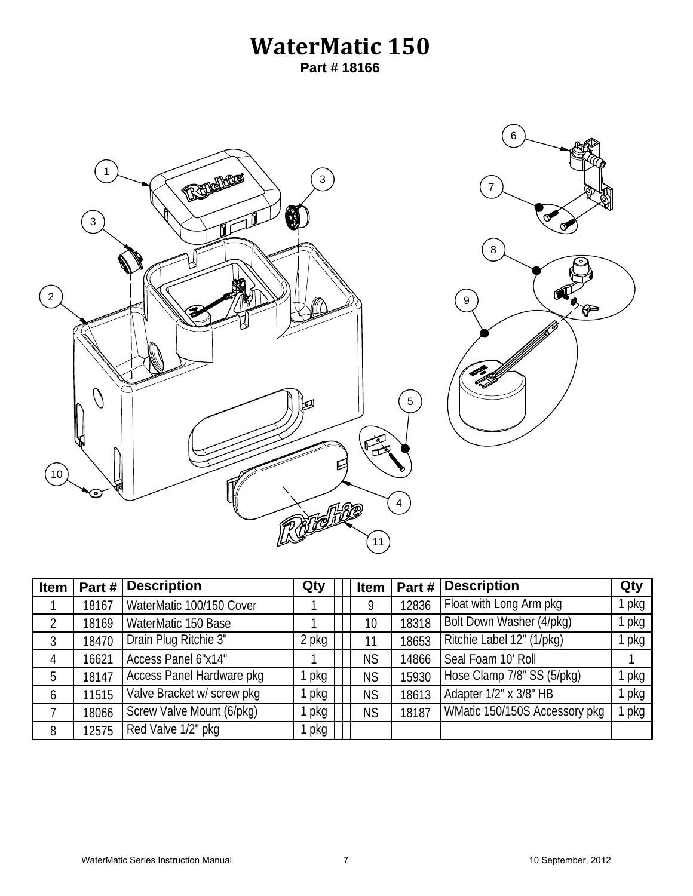# WaterMatic 150

**Part # 18166**

| Item | Part # | Description | Qty | Item | Part # | Description | Qty |
|---|---|---|---|---|---|---|---|
| 1 | 18167 | WaterMatic 100/150 Cover | 1 | 9 | 12836 | Float with Long Arm pkg | 1 pkg |
| 2 | 18169 | WaterMatic 150 Base | 1 | 10 | 18318 | Bolt Down Washer (4/pkg) | 1 pkg |
| 3 | 18470 | Drain Plug Ritchie 3" | 2 pkg | 11 | 18653 | Ritchie Label 12" (1/pkg) | 1 pkg |
| 4 | 16621 | Access Panel 6"x14" | 1 | NS | 14866 | Seal Foam 10' Roll | 1 |
| 5 | 18147 | Access Panel Hardware pkg | 1 pkg | NS | 15930 | Hose Clamp 7/8" SS (5/pkg) | 1 pkg |
| 6 | 11515 | Valve Bracket w/ screw pkg | 1 pkg | NS | 18613 | Adapter 1/2" x 3/8" HB | 1 pkg |
| 7 | 18066 | Screw Valve Mount (6/pkg) | 1 pkg | NS | 18187 | WMatic 150/150S Accessory pkg | 1 pkg |
| 8 | 12575 | Red Valve 1/2" pkg | 1 pkg | | | | |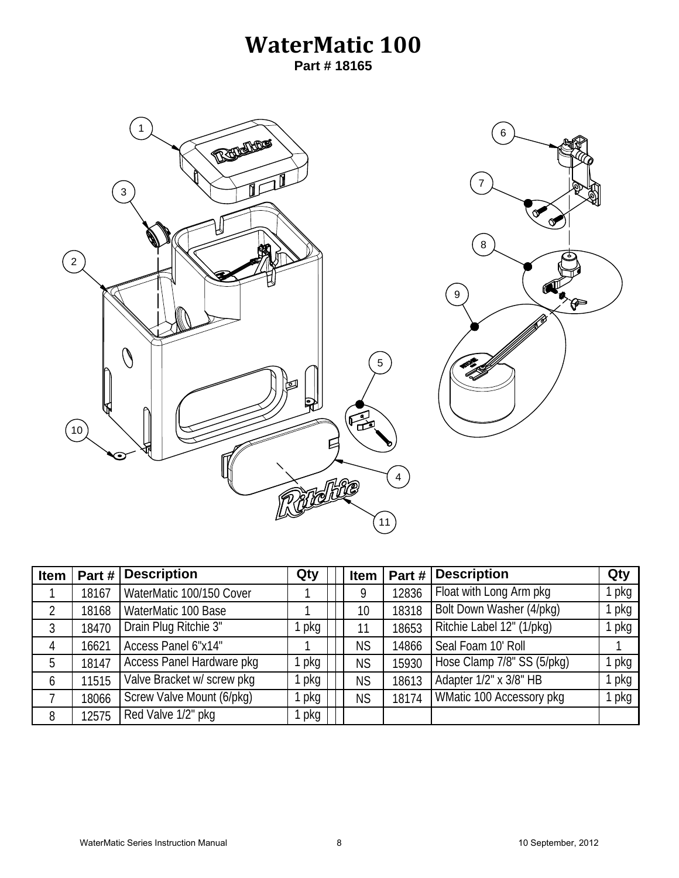# WaterMatic 100

**Part # 18165**

| Item | Part # | Description | Qty | | Item | Part # | Description | Qty |
|---|---|---|---|---|---|---|---|---|
| 1 | 18167 | WaterMatic 100/150 Cover | 1 | | 9 | 12836 | Float with Long Arm pkg | 1 pkg |
| 2 | 18168 | WaterMatic 100 Base | 1 | | 10 | 18318 | Bolt Down Washer (4/pkg) | 1 pkg |
| 3 | 18470 | Drain Plug Ritchie 3" | 1 pkg | | 11 | 18653 | Ritchie Label 12" (1/pkg) | 1 pkg |
| 4 | 16621 | Access Panel 6"x14" | 1 | | NS | 14866 | Seal Foam 10' Roll | 1 |
| 5 | 18147 | Access Panel Hardware pkg | 1 pkg | | NS | 15930 | Hose Clamp 7/8" SS (5/pkg) | 1 pkg |
| 6 | 11515 | Valve Bracket w/ screw pkg | 1 pkg | | NS | 18613 | Adapter 1/2" x 3/8" HB | 1 pkg |
| 7 | 18066 | Screw Valve Mount (6/pkg) | 1 pkg | | NS | 18174 | WMatic 100 Accessory pkg | 1 pkg |
| 8 | 12575 | Red Valve 1/2" pkg | 1 pkg | | | | | |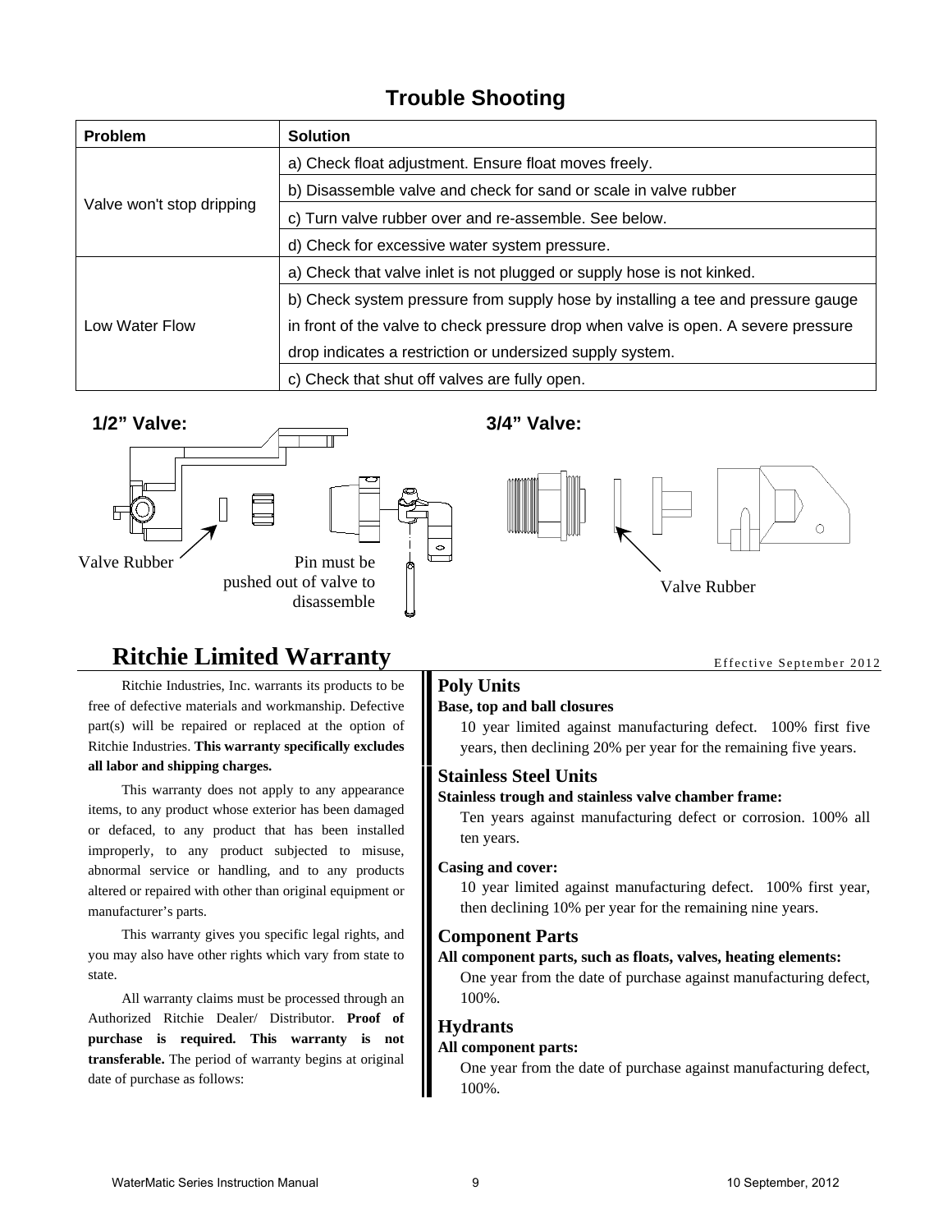## Trouble Shooting

| Problem | Solution |
|---|---|
| Valve won't stop dripping | a) Check float adjustment. Ensure float moves freely. |
| | b) Disassemble valve and check for sand or scale in valve rubber |
| | c) Turn valve rubber over and re-assemble. See below. |
| | d) Check for excessive water system pressure. |
| Low Water Flow | a) Check that valve inlet is not plugged or supply hose is not kinked. |
| | b) Check system pressure from supply hose by installing a tee and pressure gauge in front of the valve to check pressure drop when valve is open. A severe pressure drop indicates a restriction or undersized supply system. |
| | c) Check that shut off valves are fully open. |

**1/2" Valve:**

Valve Rubber

Pin must be pushed out of valve to disassemble

**3/4" Valve:**

Valve Rubber

# Ritchie Limited Warranty

Effective September 2012

Ritchie Industries, Inc. warrants its products to be free of defective materials and workmanship. Defective part(s) will be repaired or replaced at the option of Ritchie Industries. **This warranty specifically excludes all labor and shipping charges.**

This warranty does not apply to any appearance items, to any product whose exterior has been damaged or defaced, to any product that has been installed improperly, to any product subjected to misuse, abnormal service or handling, and to any products altered or repaired with other than original equipment or manufacturer's parts.

This warranty gives you specific legal rights, and you may also have other rights which vary from state to state.

All warranty claims must be processed through an Authorized Ritchie Dealer/ Distributor. **Proof of purchase is required. This warranty is not transferable.** The period of warranty begins at original date of purchase as follows:

### Poly Units

**Base, top and ball closures**

10 year limited against manufacturing defect. 100% first five years, then declining 20% per year for the remaining five years.

### Stainless Steel Units

**Stainless trough and stainless valve chamber frame:**

Ten years against manufacturing defect or corrosion. 100% all ten years.

**Casing and cover:**

10 year limited against manufacturing defect. 100% first year, then declining 10% per year for the remaining nine years.

### Component Parts

**All component parts, such as floats, valves, heating elements:**

One year from the date of purchase against manufacturing defect, 100%.

### Hydrants

**All component parts:**

One year from the date of purchase against manufacturing defect, 100%.